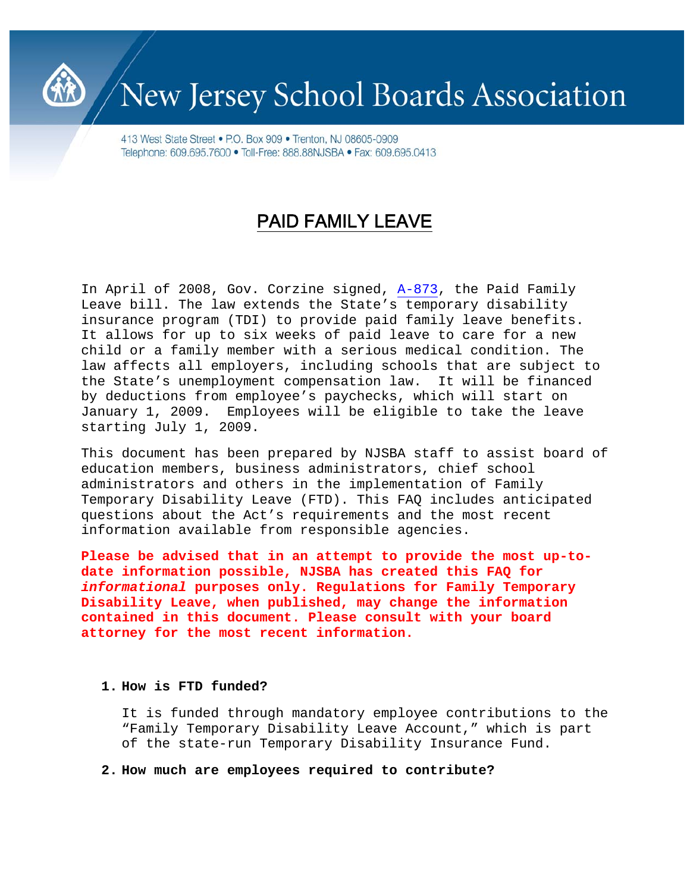# New Jersey School Boards Association

413 West State Street • P.O. Box 909 • Trenton, NJ 08605-0909
Telephone: 609.695.7600 • Toll-Free: 888.88NJSBA • Fax: 609.695.0413

## PAID FAMILY LEAVE

In April of 2008, Gov. Corzine signed, A-873, the Paid Family Leave bill. The law extends the State's temporary disability insurance program (TDI) to provide paid family leave benefits. It allows for up to six weeks of paid leave to care for a new child or a family member with a serious medical condition. The law affects all employers, including schools that are subject to the State's unemployment compensation law. It will be financed by deductions from employee's paychecks, which will start on January 1, 2009. Employees will be eligible to take the leave starting July 1, 2009.

This document has been prepared by NJSBA staff to assist board of education members, business administrators, chief school administrators and others in the implementation of Family Temporary Disability Leave (FTD). This FAQ includes anticipated questions about the Act's requirements and the most recent information available from responsible agencies.

**Please be advised that in an attempt to provide the most up-to-date information possible, NJSBA has created this FAQ for *informational* purposes only. Regulations for Family Temporary Disability Leave, when published, may change the information contained in this document. Please consult with your board attorney for the most recent information.**

1. **How is FTD funded?**

   It is funded through mandatory employee contributions to the "Family Temporary Disability Leave Account," which is part of the state-run Temporary Disability Insurance Fund.

2. **How much are employees required to contribute?**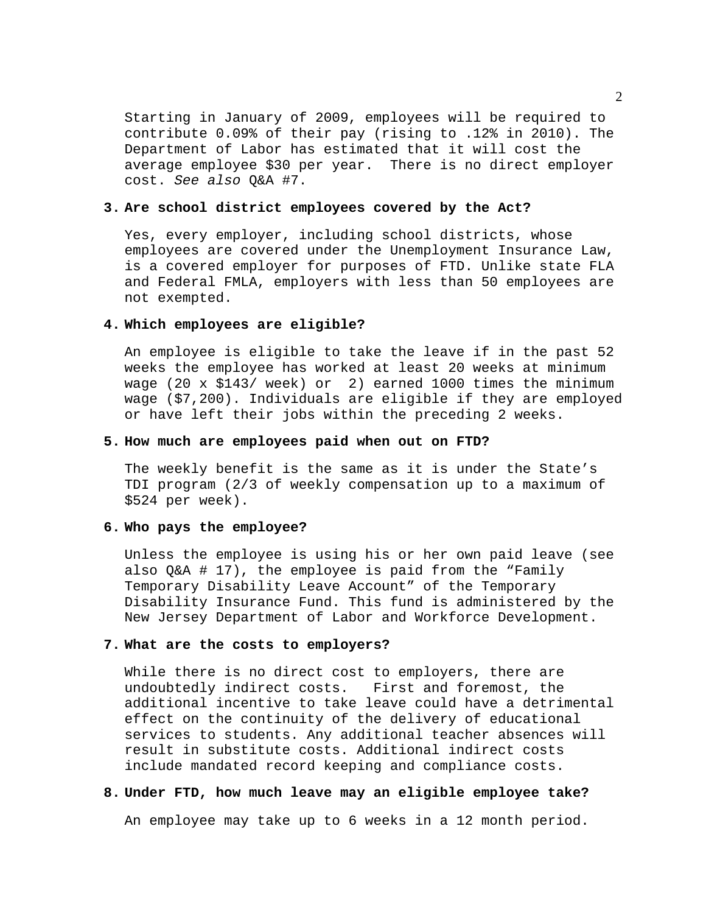Starting in January of 2009, employees will be required to contribute 0.09% of their pay (rising to .12% in 2010). The Department of Labor has estimated that it will cost the average employee $30 per year. There is no direct employer cost. *See also* Q&A #7.

**3. Are school district employees covered by the Act?**

Yes, every employer, including school districts, whose employees are covered under the Unemployment Insurance Law, is a covered employer for purposes of FTD. Unlike state FLA and Federal FMLA, employers with less than 50 employees are not exempted.

**4. Which employees are eligible?**

An employee is eligible to take the leave if in the past 52 weeks the employee has worked at least 20 weeks at minimum wage (20 x $143/ week) or 2) earned 1000 times the minimum wage ($7,200). Individuals are eligible if they are employed or have left their jobs within the preceding 2 weeks.

**5. How much are employees paid when out on FTD?**

The weekly benefit is the same as it is under the State's TDI program (2/3 of weekly compensation up to a maximum of $524 per week).

**6. Who pays the employee?**

Unless the employee is using his or her own paid leave (see also Q&A # 17), the employee is paid from the "Family Temporary Disability Leave Account" of the Temporary Disability Insurance Fund. This fund is administered by the New Jersey Department of Labor and Workforce Development.

**7. What are the costs to employers?**

While there is no direct cost to employers, there are undoubtedly indirect costs. First and foremost, the additional incentive to take leave could have a detrimental effect on the continuity of the delivery of educational services to students. Any additional teacher absences will result in substitute costs. Additional indirect costs include mandated record keeping and compliance costs.

**8. Under FTD, how much leave may an eligible employee take?**

An employee may take up to 6 weeks in a 12 month period.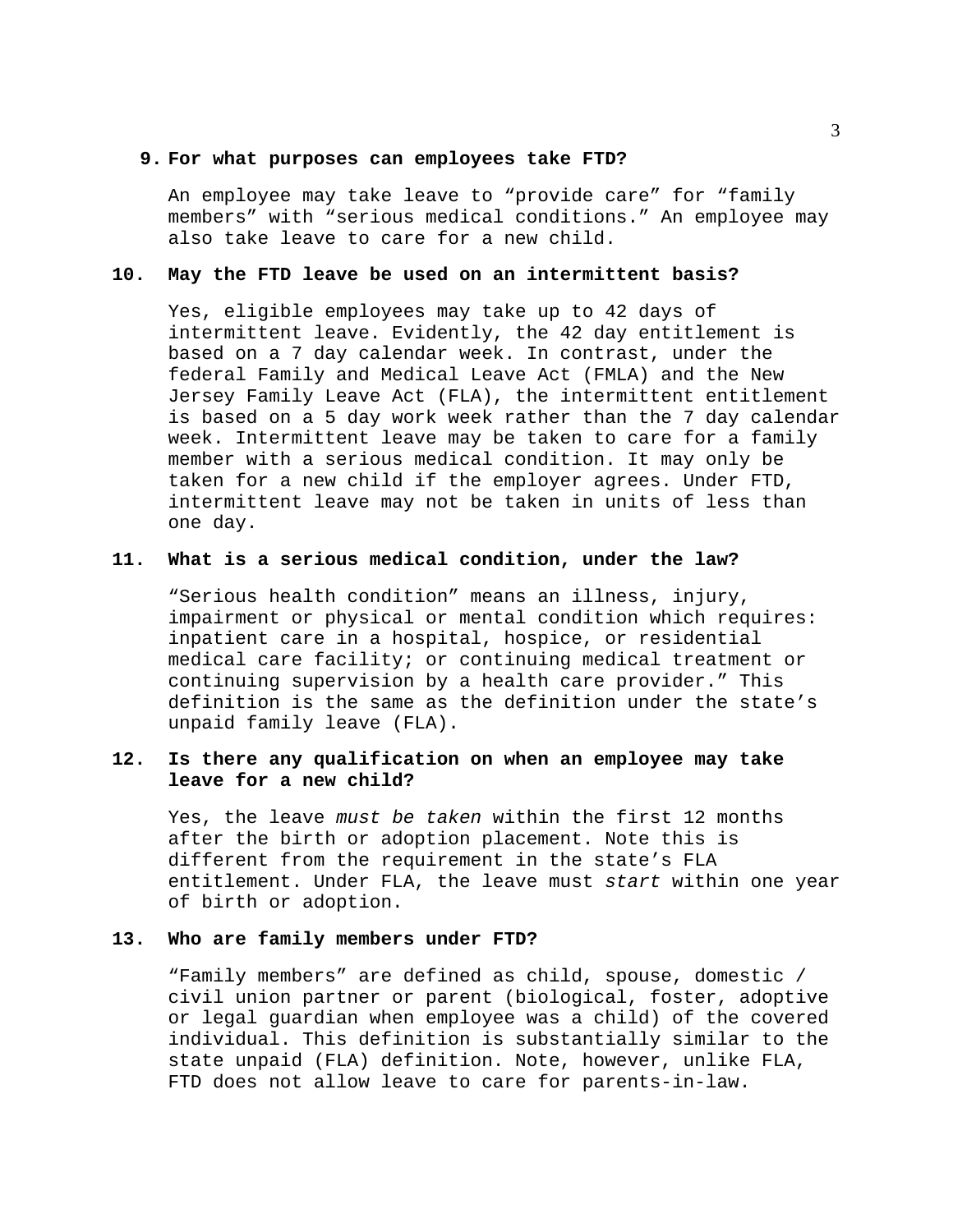**9. For what purposes can employees take FTD?**

An employee may take leave to "provide care" for "family members" with "serious medical conditions." An employee may also take leave to care for a new child.

**10. May the FTD leave be used on an intermittent basis?**

Yes, eligible employees may take up to 42 days of intermittent leave. Evidently, the 42 day entitlement is based on a 7 day calendar week. In contrast, under the federal Family and Medical Leave Act (FMLA) and the New Jersey Family Leave Act (FLA), the intermittent entitlement is based on a 5 day work week rather than the 7 day calendar week. Intermittent leave may be taken to care for a family member with a serious medical condition. It may only be taken for a new child if the employer agrees. Under FTD, intermittent leave may not be taken in units of less than one day.

**11. What is a serious medical condition, under the law?**

"Serious health condition" means an illness, injury, impairment or physical or mental condition which requires: inpatient care in a hospital, hospice, or residential medical care facility; or continuing medical treatment or continuing supervision by a health care provider." This definition is the same as the definition under the state's unpaid family leave (FLA).

**12. Is there any qualification on when an employee may take leave for a new child?**

Yes, the leave *must be taken* within the first 12 months after the birth or adoption placement. Note this is different from the requirement in the state's FLA entitlement. Under FLA, the leave must *start* within one year of birth or adoption.

**13. Who are family members under FTD?**

"Family members" are defined as child, spouse, domestic / civil union partner or parent (biological, foster, adoptive or legal guardian when employee was a child) of the covered individual. This definition is substantially similar to the state unpaid (FLA) definition. Note, however, unlike FLA, FTD does not allow leave to care for parents-in-law.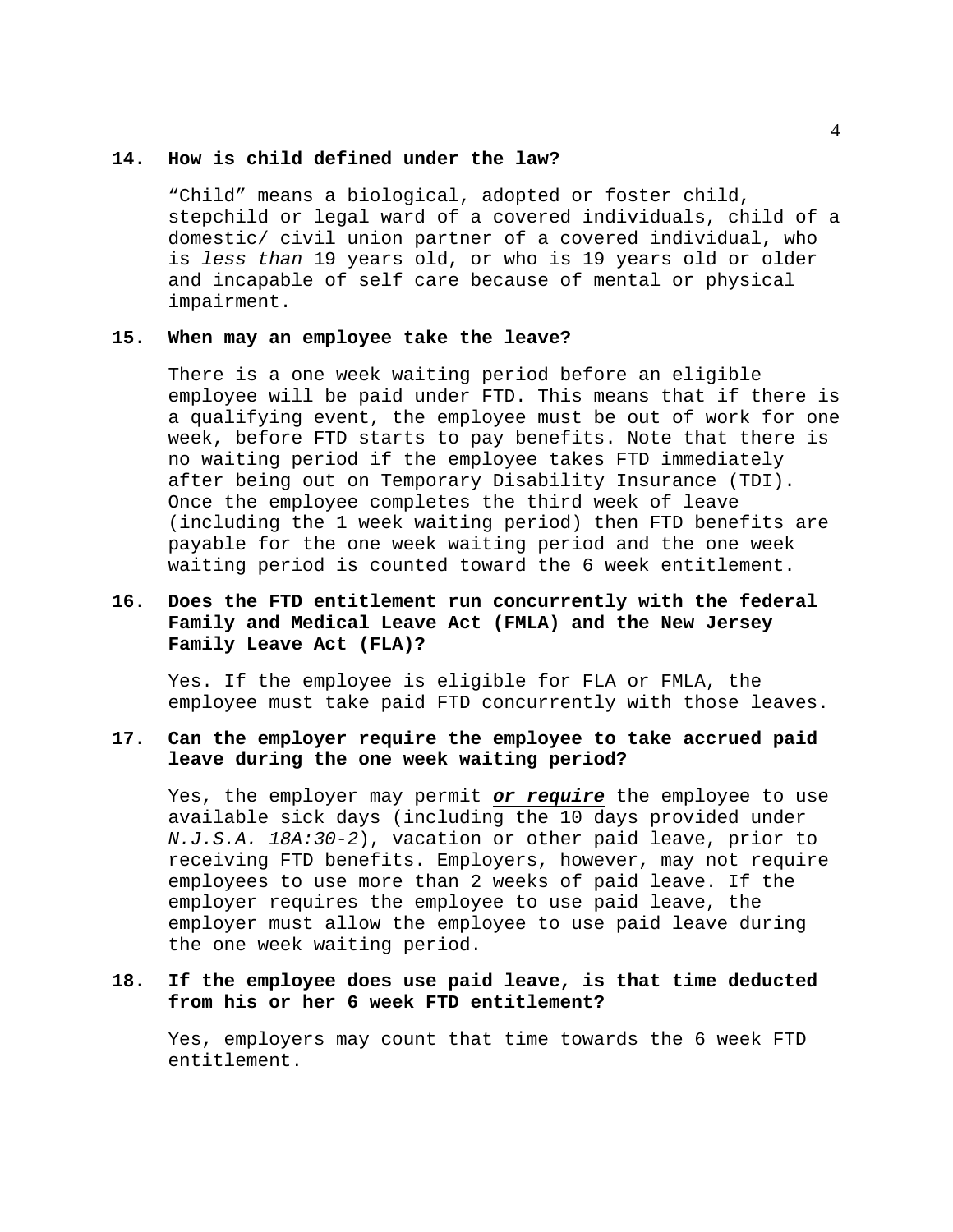**14. How is child defined under the law?**

"Child" means a biological, adopted or foster child, stepchild or legal ward of a covered individuals, child of a domestic/ civil union partner of a covered individual, who is *less than* 19 years old, or who is 19 years old or older and incapable of self care because of mental or physical impairment.

**15. When may an employee take the leave?**

There is a one week waiting period before an eligible employee will be paid under FTD. This means that if there is a qualifying event, the employee must be out of work for one week, before FTD starts to pay benefits. Note that there is no waiting period if the employee takes FTD immediately after being out on Temporary Disability Insurance (TDI). Once the employee completes the third week of leave (including the 1 week waiting period) then FTD benefits are payable for the one week waiting period and the one week waiting period is counted toward the 6 week entitlement.

**16. Does the FTD entitlement run concurrently with the federal Family and Medical Leave Act (FMLA) and the New Jersey Family Leave Act (FLA)?**

Yes. If the employee is eligible for FLA or FMLA, the employee must take paid FTD concurrently with those leaves.

**17. Can the employer require the employee to take accrued paid leave during the one week waiting period?**

Yes, the employer may permit ***or require*** the employee to use available sick days (including the 10 days provided under *N.J.S.A. 18A:30-2*), vacation or other paid leave, prior to receiving FTD benefits. Employers, however, may not require employees to use more than 2 weeks of paid leave. If the employer requires the employee to use paid leave, the employer must allow the employee to use paid leave during the one week waiting period.

**18. If the employee does use paid leave, is that time deducted from his or her 6 week FTD entitlement?**

Yes, employers may count that time towards the 6 week FTD entitlement.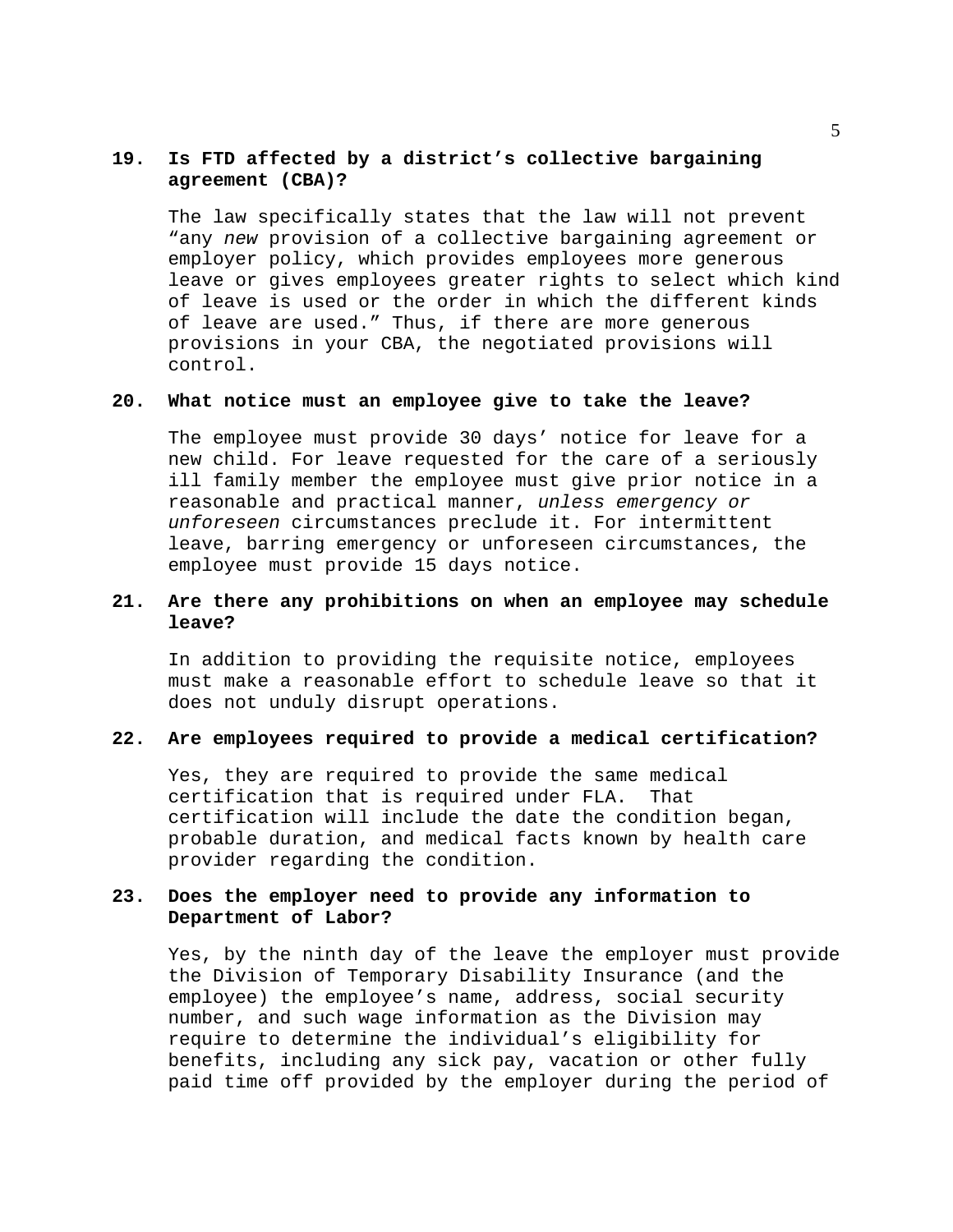**19. Is FTD affected by a district's collective bargaining agreement (CBA)?**

The law specifically states that the law will not prevent "any *new* provision of a collective bargaining agreement or employer policy, which provides employees more generous leave or gives employees greater rights to select which kind of leave is used or the order in which the different kinds of leave are used." Thus, if there are more generous provisions in your CBA, the negotiated provisions will control.

**20. What notice must an employee give to take the leave?**

The employee must provide 30 days' notice for leave for a new child. For leave requested for the care of a seriously ill family member the employee must give prior notice in a reasonable and practical manner, *unless emergency or unforeseen* circumstances preclude it. For intermittent leave, barring emergency or unforeseen circumstances, the employee must provide 15 days notice.

**21. Are there any prohibitions on when an employee may schedule leave?**

In addition to providing the requisite notice, employees must make a reasonable effort to schedule leave so that it does not unduly disrupt operations.

**22. Are employees required to provide a medical certification?**

Yes, they are required to provide the same medical certification that is required under FLA. That certification will include the date the condition began, probable duration, and medical facts known by health care provider regarding the condition.

**23. Does the employer need to provide any information to Department of Labor?**

Yes, by the ninth day of the leave the employer must provide the Division of Temporary Disability Insurance (and the employee) the employee's name, address, social security number, and such wage information as the Division may require to determine the individual's eligibility for benefits, including any sick pay, vacation or other fully paid time off provided by the employer during the period of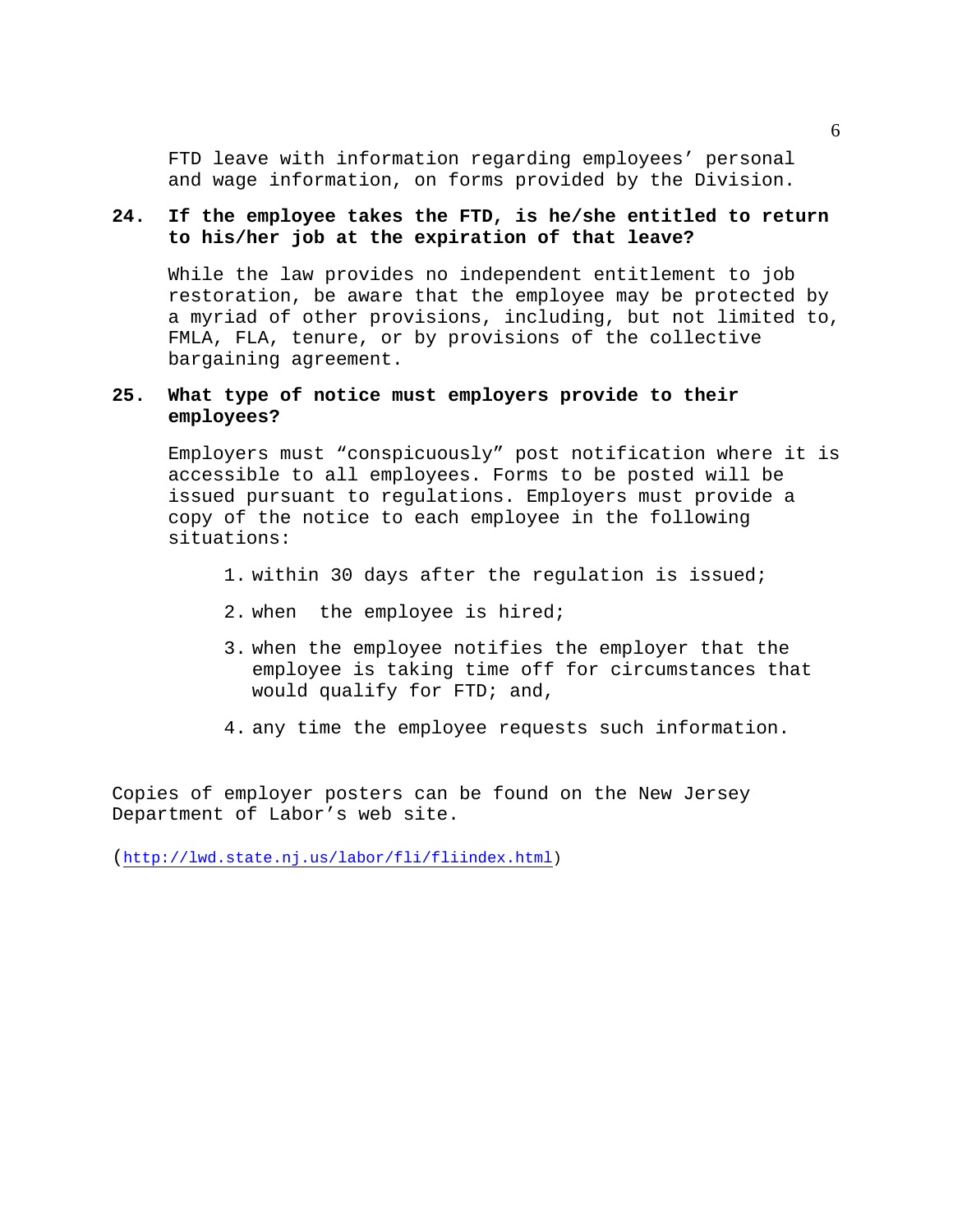FTD leave with information regarding employees' personal and wage information, on forms provided by the Division.

**24. If the employee takes the FTD, is he/she entitled to return to his/her job at the expiration of that leave?**

While the law provides no independent entitlement to job restoration, be aware that the employee may be protected by a myriad of other provisions, including, but not limited to, FMLA, FLA, tenure, or by provisions of the collective bargaining agreement.

**25. What type of notice must employers provide to their employees?**

Employers must "conspicuously" post notification where it is accessible to all employees. Forms to be posted will be issued pursuant to regulations. Employers must provide a copy of the notice to each employee in the following situations:

1. within 30 days after the regulation is issued;
2. when the employee is hired;
3. when the employee notifies the employer that the employee is taking time off for circumstances that would qualify for FTD; and,
4. any time the employee requests such information.

Copies of employer posters can be found on the New Jersey Department of Labor's web site.

(http://lwd.state.nj.us/labor/fli/fliindex.html)